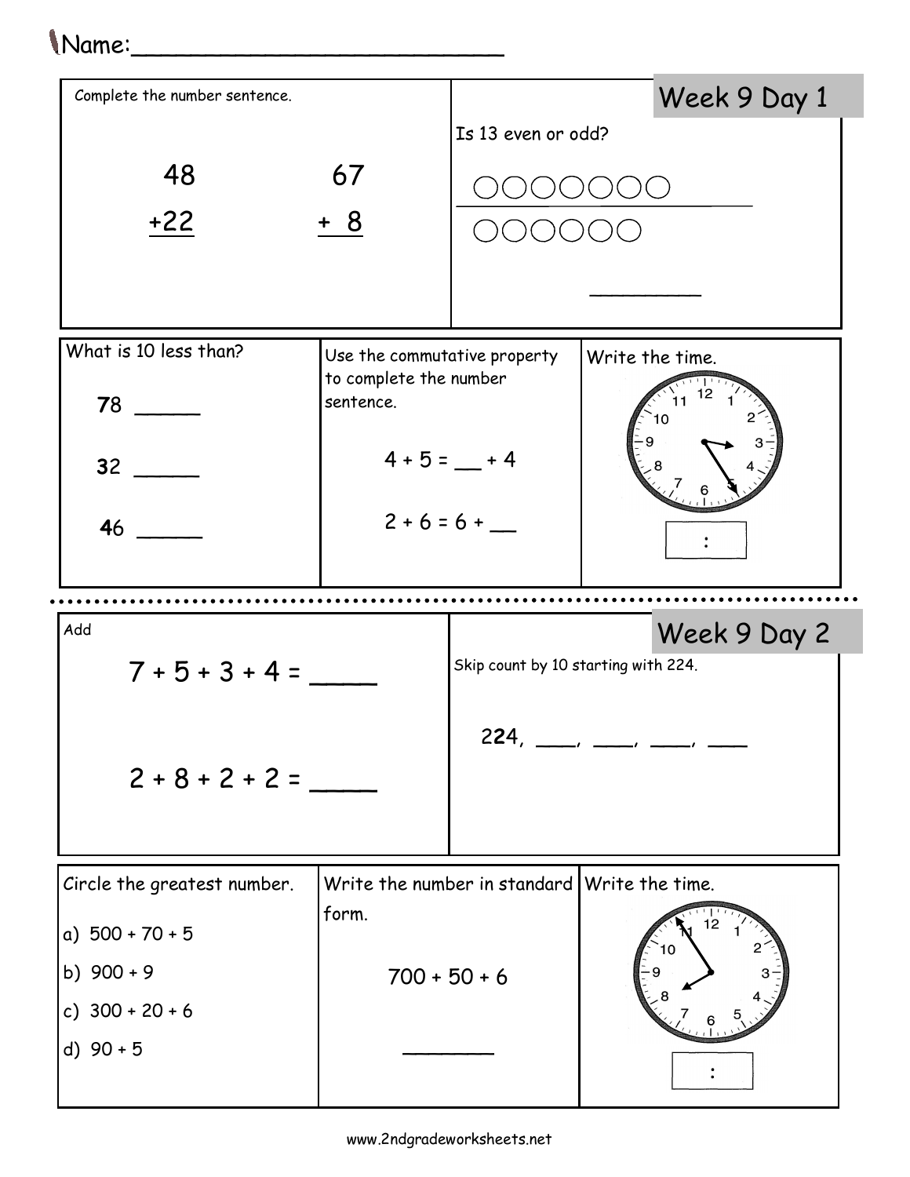Name:___________________________

## Week 9 Day 1

Complete the number sentence.

$$\begin{array}{r} 48 \\ +22 \\ \hline \end{array} \qquad \begin{array}{r} 67 \\ +\ 8 \\ \hline \end{array}$$

Is 13 even or odd?

○○○○○○○

○○○○○○

_________

What is 10 less than?

78 _____

32 _____

46 _____

Use the commutative property to complete the number sentence.

4 + 5 = __ + 4

2 + 6 = 6 + __

Write the time.

[ : ]

---

## Week 9 Day 2

Add

7 + 5 + 3 + 4 = ____

2 + 8 + 2 + 2 = ____

Skip count by 10 starting with 224.

224, ___, ___, ___, ___

Circle the greatest number.

a) 500 + 70 + 5

b) 900 + 9

c) 300 + 20 + 6

d) 90 + 5

Write the number in standard form.

700 + 50 + 6

________

Write the time.

[ : ]

www.2ndgradeworksheets.net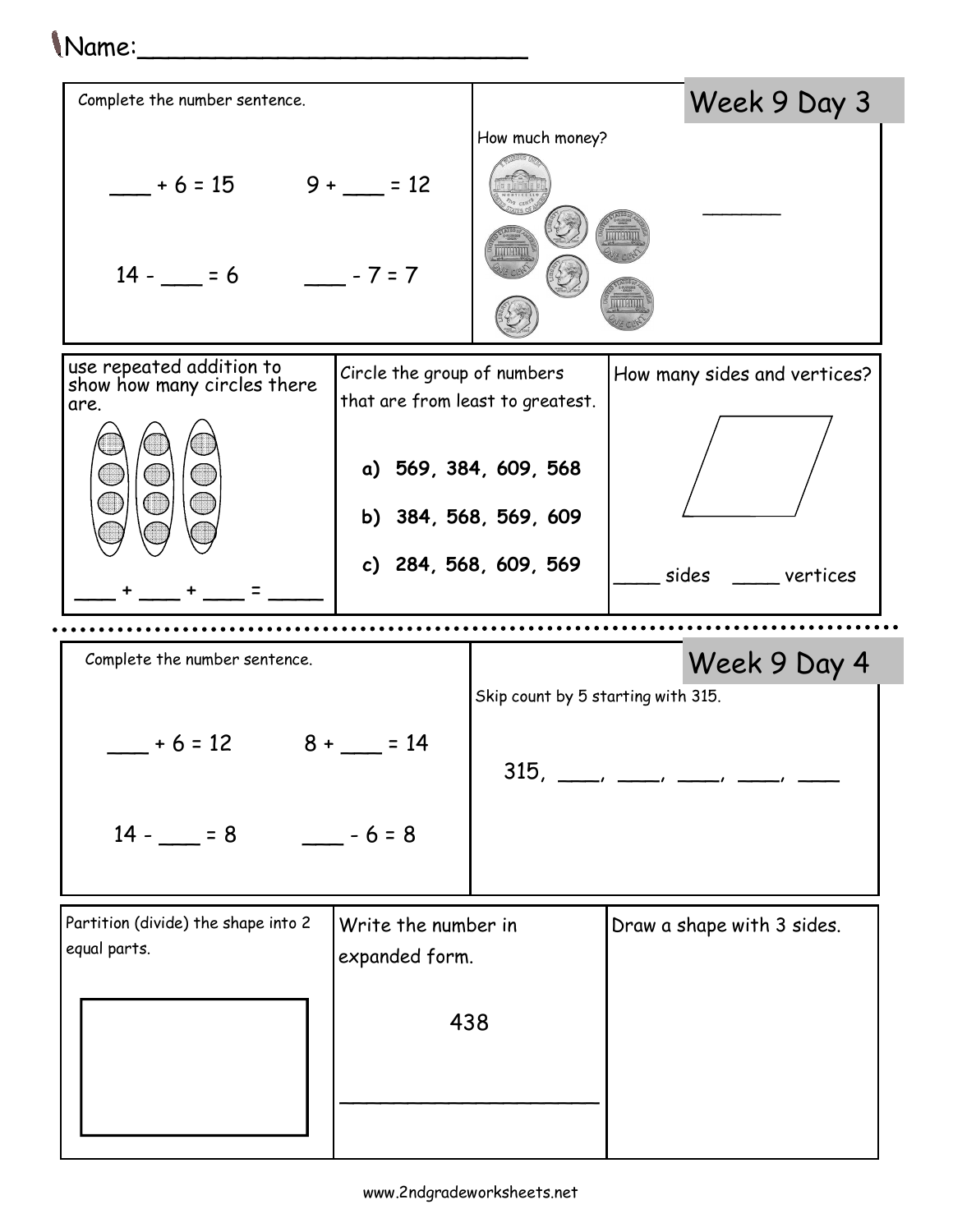Name:___________________________

## Week 9 Day 3

Complete the number sentence.

___ + 6 = 15 9 + ___ = 12

14 - ___ = 6 ___ - 7 = 7

How much money?

_______

use repeated addition to show how many circles there are.

___ + ___ + ___ = _____

Circle the group of numbers that are from least to greatest.

**a) 569, 384, 609, 568**

**b) 384, 568, 569, 609**

**c) 284, 568, 609, 569**

How many sides and vertices?

____ sides ____ vertices

## Week 9 Day 4

Complete the number sentence.

___ + 6 = 12 8 + ___ = 14

14 - ___ = 8 ___ - 6 = 8

Skip count by 5 starting with 315.

315, ____, ____, ____, ____, ____

Partition (divide) the shape into 2 equal parts.

Write the number in expanded form.

438

______________________

Draw a shape with 3 sides.

www.2ndgradeworksheets.net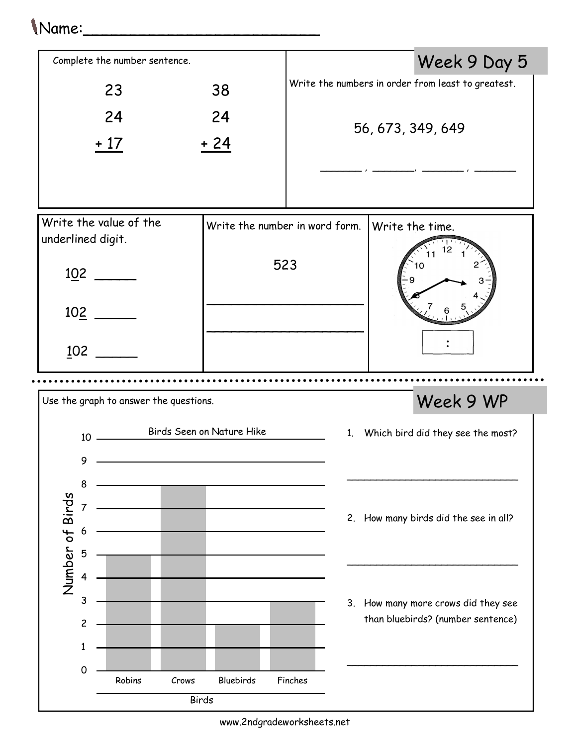Name:________________________

## Week 9 Day 5

Complete the number sentence.

```
  23      38
  24      24
+ 17    + 24
```

Write the numbers in order from least to greatest.

56, 673, 349, 649

_______ , _______, _______ , _______

Write the value of the underlined digit.

1<u>0</u>2 _____

10<u>2</u> _____

<u>1</u>02 _____

Write the number in word form.

523

______________________

______________________

Write the time.

12
11
1
10
2
9
3
8
4
7
5
6

:

## Week 9 WP

Use the graph to answer the questions.

Birds Seen on Nature Hike

Number of Birds

0
1
2
3
4
5
6
7
8
9
10

Robins
Crows
Bluebirds
Finches

Birds

1. Which bird did they see the most?

______________________________

2. How many birds did the see in all?

______________________________

3. How many more crows did they see than bluebirds? (number sentence)

______________________________